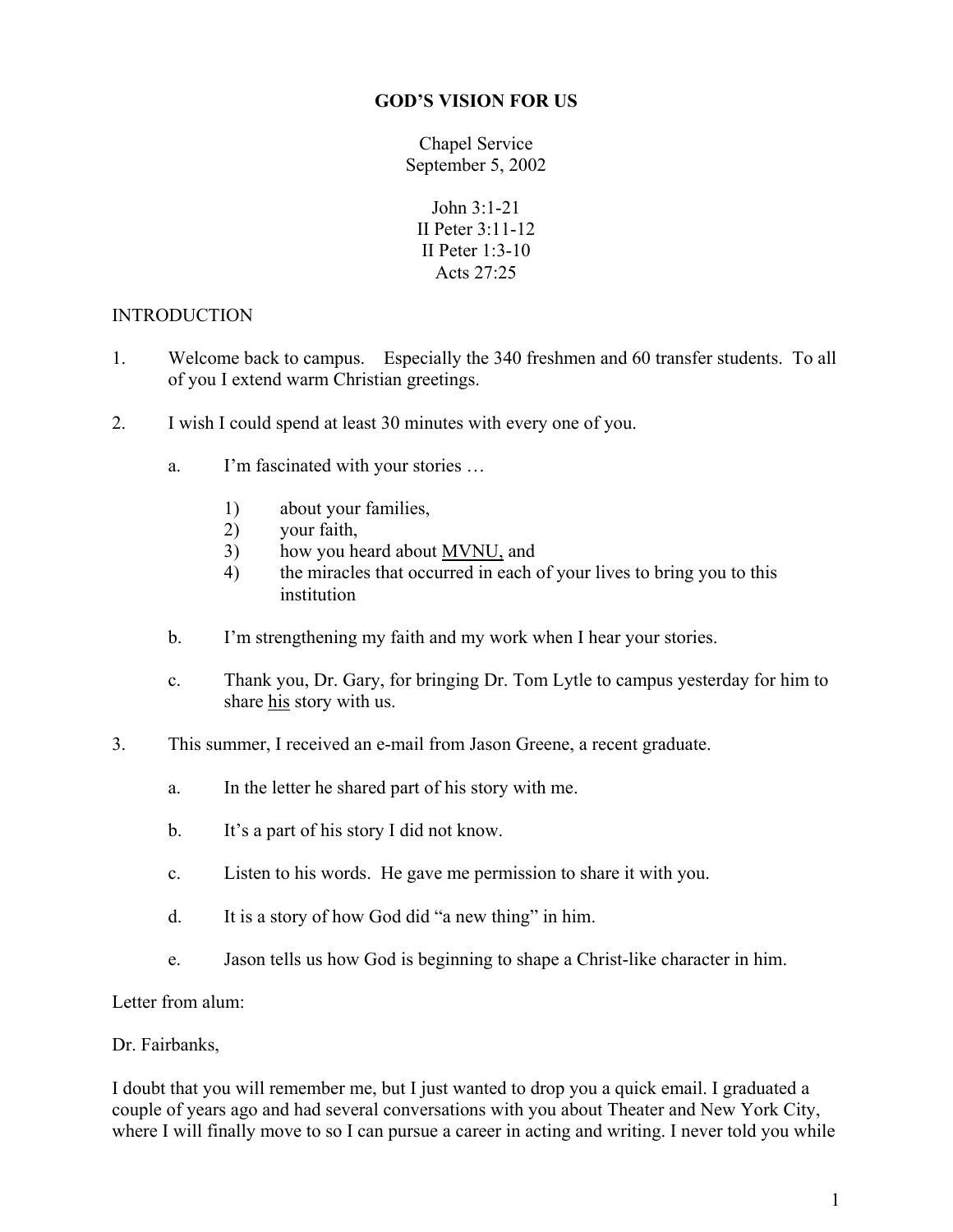# GOD'S VISION FOR US

Chapel Service
September 5, 2002

John 3:1-21
II Peter 3:11-12
II Peter 1:3-10
Acts 27:25

INTRODUCTION

1. Welcome back to campus. Especially the 340 freshmen and 60 transfer students. To all of you I extend warm Christian greetings.

2. I wish I could spend at least 30 minutes with every one of you.

   a. I'm fascinated with your stories …

      1) about your families,
      2) your faith,
      3) how you heard about <u>MVNU,</u> and
      4) the miracles that occurred in each of your lives to bring you to this institution

   b. I'm strengthening my faith and my work when I hear your stories.

   c. Thank you, Dr. Gary, for bringing Dr. Tom Lytle to campus yesterday for him to share <u>his</u> story with us.

3. This summer, I received an e-mail from Jason Greene, a recent graduate.

   a. In the letter he shared part of his story with me.

   b. It's a part of his story I did not know.

   c. Listen to his words. He gave me permission to share it with you.

   d. It is a story of how God did "a new thing" in him.

   e. Jason tells us how God is beginning to shape a Christ-like character in him.

Letter from alum:

Dr. Fairbanks,

I doubt that you will remember me, but I just wanted to drop you a quick email. I graduated a couple of years ago and had several conversations with you about Theater and New York City, where I will finally move to so I can pursue a career in acting and writing. I never told you while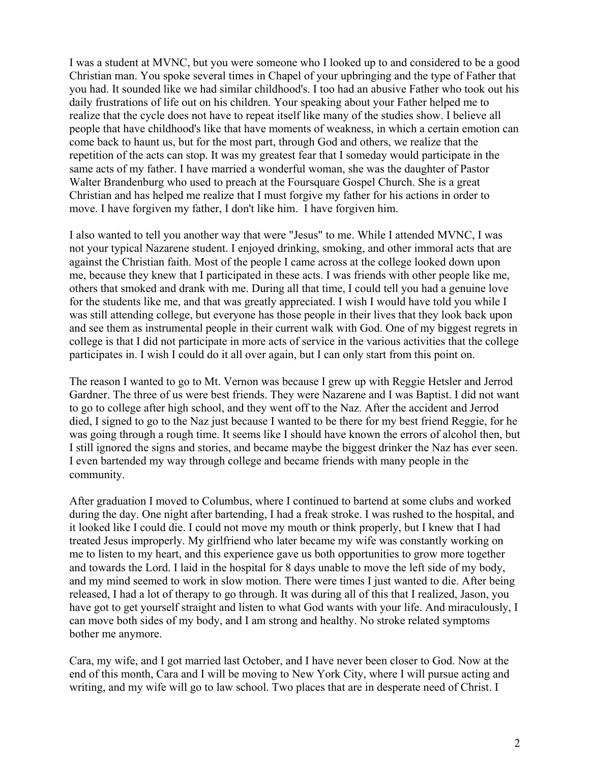I was a student at MVNC, but you were someone who I looked up to and considered to be a good Christian man. You spoke several times in Chapel of your upbringing and the type of Father that you had. It sounded like we had similar childhood's. I too had an abusive Father who took out his daily frustrations of life out on his children. Your speaking about your Father helped me to realize that the cycle does not have to repeat itself like many of the studies show. I believe all people that have childhood's like that have moments of weakness, in which a certain emotion can come back to haunt us, but for the most part, through God and others, we realize that the repetition of the acts can stop. It was my greatest fear that I someday would participate in the same acts of my father. I have married a wonderful woman, she was the daughter of Pastor Walter Brandenburg who used to preach at the Foursquare Gospel Church. She is a great Christian and has helped me realize that I must forgive my father for his actions in order to move. I have forgiven my father, I don't like him. I have forgiven him.

I also wanted to tell you another way that were "Jesus" to me. While I attended MVNC, I was not your typical Nazarene student. I enjoyed drinking, smoking, and other immoral acts that are against the Christian faith. Most of the people I came across at the college looked down upon me, because they knew that I participated in these acts. I was friends with other people like me, others that smoked and drank with me. During all that time, I could tell you had a genuine love for the students like me, and that was greatly appreciated. I wish I would have told you while I was still attending college, but everyone has those people in their lives that they look back upon and see them as instrumental people in their current walk with God. One of my biggest regrets in college is that I did not participate in more acts of service in the various activities that the college participates in. I wish I could do it all over again, but I can only start from this point on.

The reason I wanted to go to Mt. Vernon was because I grew up with Reggie Hetsler and Jerrod Gardner. The three of us were best friends. They were Nazarene and I was Baptist. I did not want to go to college after high school, and they went off to the Naz. After the accident and Jerrod died, I signed to go to the Naz just because I wanted to be there for my best friend Reggie, for he was going through a rough time. It seems like I should have known the errors of alcohol then, but I still ignored the signs and stories, and became maybe the biggest drinker the Naz has ever seen. I even bartended my way through college and became friends with many people in the community.

After graduation I moved to Columbus, where I continued to bartend at some clubs and worked during the day. One night after bartending, I had a freak stroke. I was rushed to the hospital, and it looked like I could die. I could not move my mouth or think properly, but I knew that I had treated Jesus improperly. My girlfriend who later became my wife was constantly working on me to listen to my heart, and this experience gave us both opportunities to grow more together and towards the Lord. I laid in the hospital for 8 days unable to move the left side of my body, and my mind seemed to work in slow motion. There were times I just wanted to die. After being released, I had a lot of therapy to go through. It was during all of this that I realized, Jason, you have got to get yourself straight and listen to what God wants with your life. And miraculously, I can move both sides of my body, and I am strong and healthy. No stroke related symptoms bother me anymore.

Cara, my wife, and I got married last October, and I have never been closer to God. Now at the end of this month, Cara and I will be moving to New York City, where I will pursue acting and writing, and my wife will go to law school. Two places that are in desperate need of Christ. I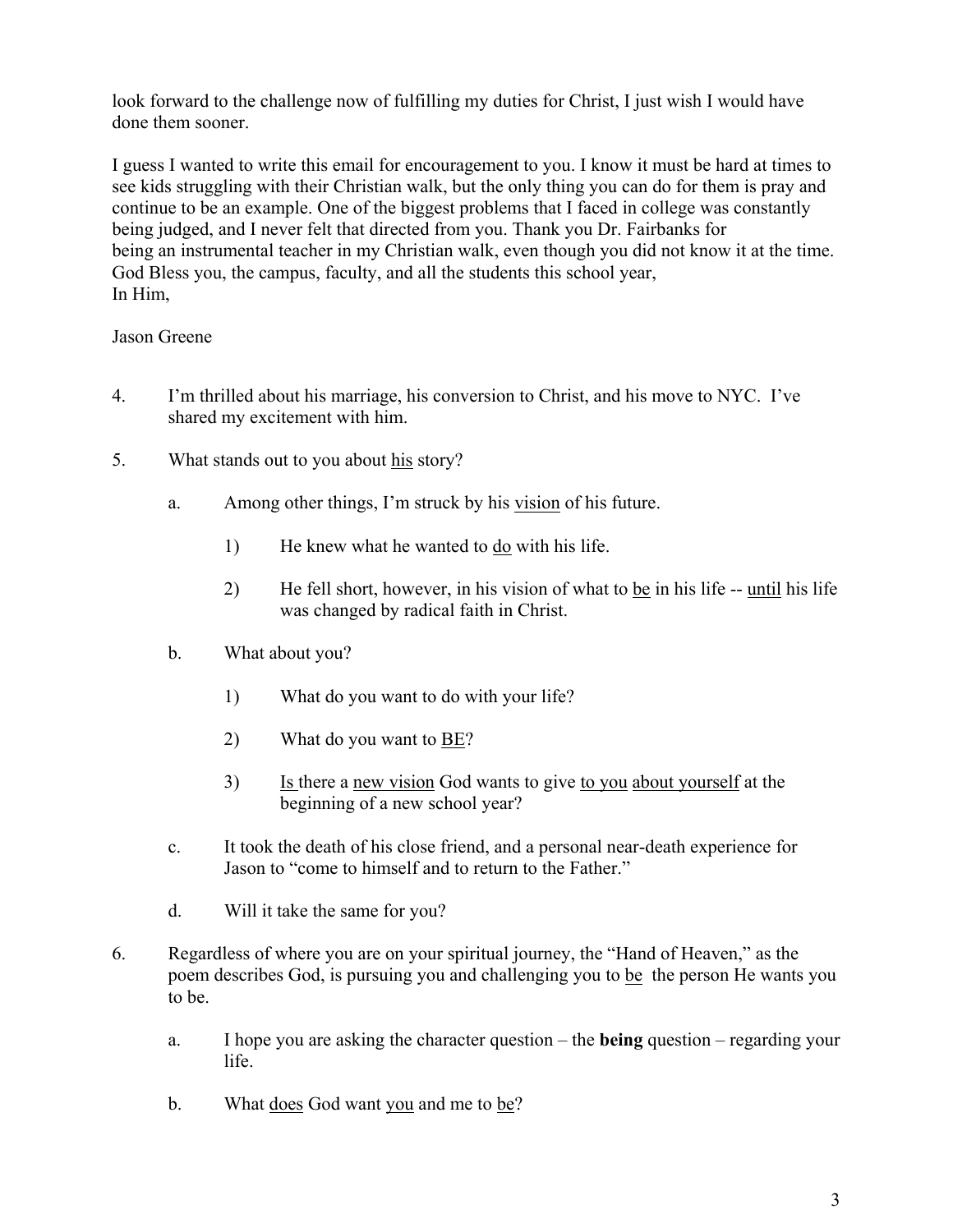look forward to the challenge now of fulfilling my duties for Christ, I just wish I would have done them sooner.

I guess I wanted to write this email for encouragement to you. I know it must be hard at times to see kids struggling with their Christian walk, but the only thing you can do for them is pray and continue to be an example. One of the biggest problems that I faced in college was constantly being judged, and I never felt that directed from you. Thank you Dr. Fairbanks for being an instrumental teacher in my Christian walk, even though you did not know it at the time. God Bless you, the campus, faculty, and all the students this school year,
In Him,

Jason Greene

4. I'm thrilled about his marriage, his conversion to Christ, and his move to NYC. I've shared my excitement with him.

5. What stands out to you about <u>his</u> story?

   a. Among other things, I'm struck by his <u>vision</u> of his future.

      1) He knew what he wanted to <u>do</u> with his life.

      2) He fell short, however, in his vision of what to <u>be</u> in his life -- <u>until</u> his life was changed by radical faith in Christ.

   b. What about you?

      1) What do you want to do with your life?

      2) What do you want to <u>BE</u>?

      3) <u>Is</u> there a <u>new vision</u> God wants to give <u>to you</u> <u>about yourself</u> at the beginning of a new school year?

   c. It took the death of his close friend, and a personal near-death experience for Jason to "come to himself and to return to the Father."

   d. Will it take the same for you?

6. Regardless of where you are on your spiritual journey, the "Hand of Heaven," as the poem describes God, is pursuing you and challenging you to <u>be</u> the person He wants you to be.

   a. I hope you are asking the character question – the **being** question – regarding your life.

   b. What <u>does</u> God want <u>you</u> and me to <u>be</u>?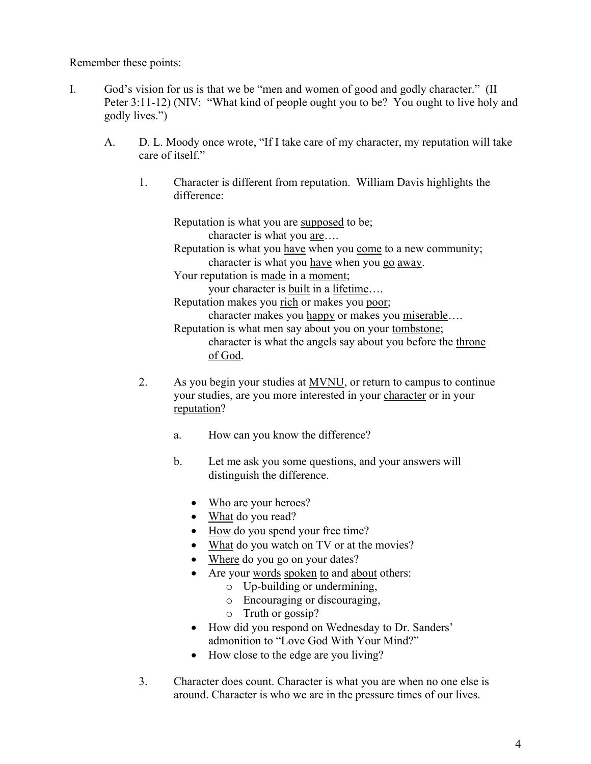Remember these points:

I. God's vision for us is that we be "men and women of good and godly character." (II Peter 3:11-12) (NIV: "What kind of people ought you to be? You ought to live holy and godly lives.")

   A. D. L. Moody once wrote, "If I take care of my character, my reputation will take care of itself."

      1. Character is different from reputation. William Davis highlights the difference:

         Reputation is what you are <u>supposed</u> to be;
            character is what you <u>are</u>….
         Reputation is what you <u>have</u> when you <u>come</u> to a new community;
            character is what you <u>have</u> when you <u>go</u> <u>away</u>.
         Your reputation is <u>made</u> in a <u>moment</u>;
            your character is <u>built</u> in a <u>lifetime</u>….
         Reputation makes you <u>rich</u> or makes you <u>poor</u>;
            character makes you <u>happy</u> or makes you <u>miserable</u>….
         Reputation is what men say about you on your <u>tombstone</u>;
            character is what the angels say about you before the <u>throne of God</u>.

      2. As you begin your studies at <u>MVNU</u>, or return to campus to continue your studies, are you more interested in your <u>character</u> or in your <u>reputation</u>?

         a. How can you know the difference?

         b. Let me ask you some questions, and your answers will distinguish the difference.

            - <u>Who</u> are your heroes?
            - <u>What</u> do you read?
            - <u>How</u> do you spend your free time?
            - <u>What</u> do you watch on TV or at the movies?
            - <u>Where</u> do you go on your dates?
            - Are your <u>words</u> <u>spoken</u> <u>to</u> and <u>about</u> others:
               - Up-building or undermining,
               - Encouraging or discouraging,
               - Truth or gossip?
            - How did you respond on Wednesday to Dr. Sanders' admonition to "Love God With Your Mind?"
            - How close to the edge are you living?

      3. Character does count. Character is what you are when no one else is around. Character is who we are in the pressure times of our lives.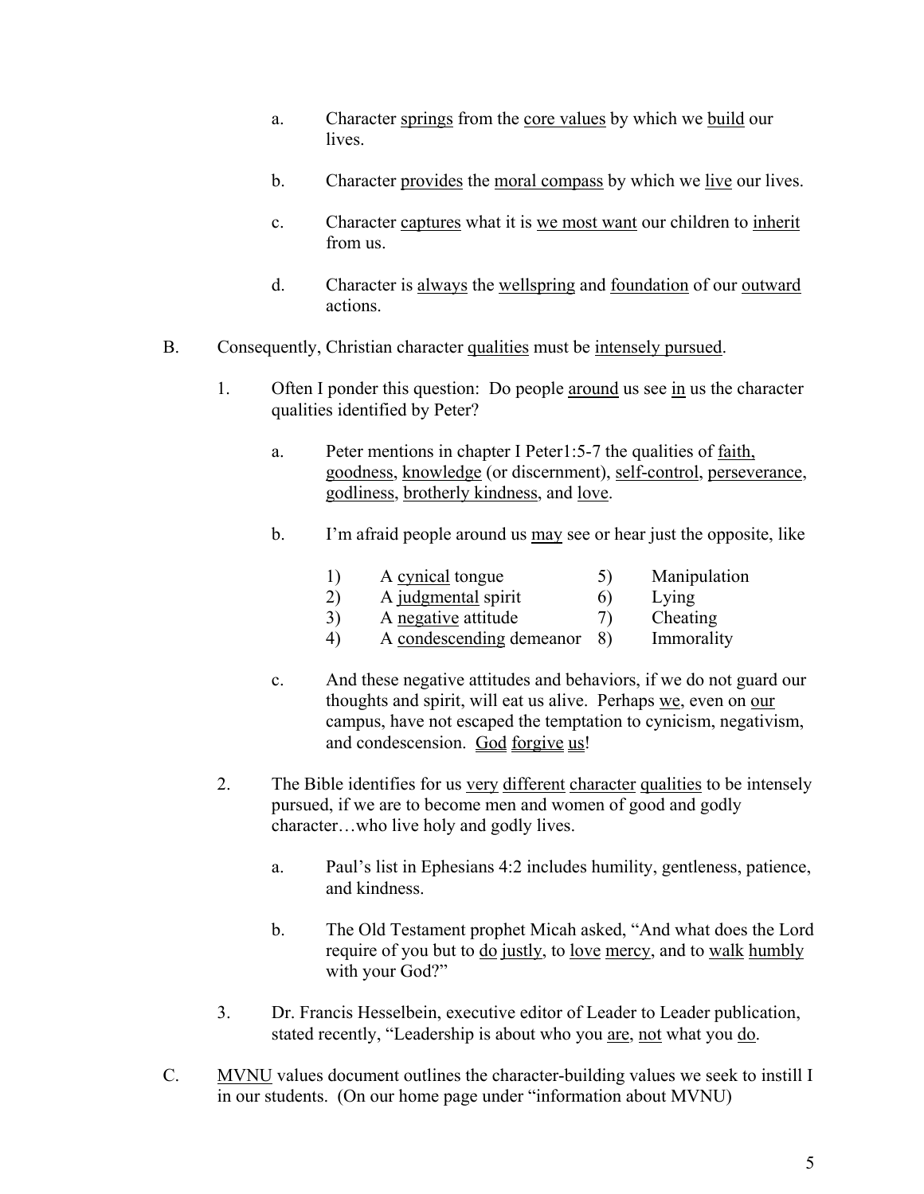a. Character springs from the core values by which we build our lives.

b. Character provides the moral compass by which we live our lives.

c. Character captures what it is we most want our children to inherit from us.

d. Character is always the wellspring and foundation of our outward actions.

B. Consequently, Christian character qualities must be intensely pursued.

1. Often I ponder this question: Do people around us see in us the character qualities identified by Peter?

   a. Peter mentions in chapter I Peter1:5-7 the qualities of faith, goodness, knowledge (or discernment), self-control, perseverance, godliness, brotherly kindness, and love.

   b. I'm afraid people around us may see or hear just the opposite, like

      1) A cynical tongue
      2) A judgmental spirit
      3) A negative attitude
      4) A condescending demeanor
      5) Manipulation
      6) Lying
      7) Cheating
      8) Immorality

   c. And these negative attitudes and behaviors, if we do not guard our thoughts and spirit, will eat us alive. Perhaps we, even on our campus, have not escaped the temptation to cynicism, negativism, and condescension. God forgive us!

2. The Bible identifies for us very different character qualities to be intensely pursued, if we are to become men and women of good and godly character…who live holy and godly lives.

   a. Paul's list in Ephesians 4:2 includes humility, gentleness, patience, and kindness.

   b. The Old Testament prophet Micah asked, "And what does the Lord require of you but to do justly, to love mercy, and to walk humbly with your God?"

3. Dr. Francis Hesselbein, executive editor of Leader to Leader publication, stated recently, "Leadership is about who you are, not what you do.

C. MVNU values document outlines the character-building values we seek to instill I in our students. (On our home page under "information about MVNU)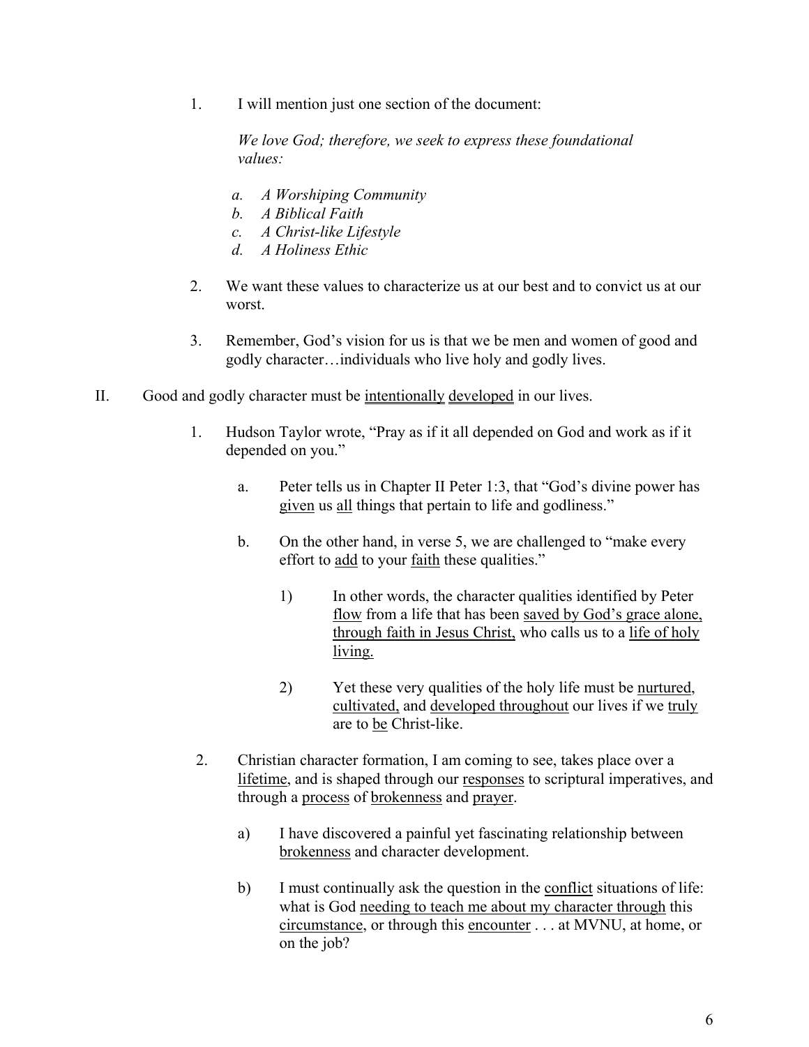1. I will mention just one section of the document:

   *We love God; therefore, we seek to express these foundational values:*

   - *a. A Worshiping Community*
   - *b. A Biblical Faith*
   - *c. A Christ-like Lifestyle*
   - *d. A Holiness Ethic*

2. We want these values to characterize us at our best and to convict us at our worst.

3. Remember, God's vision for us is that we be men and women of good and godly character…individuals who live holy and godly lives.

II. Good and godly character must be <u>intentionally</u> <u>developed</u> in our lives.

1. Hudson Taylor wrote, "Pray as if it all depended on God and work as if it depended on you."

   a. Peter tells us in Chapter II Peter 1:3, that "God's divine power has <u>given</u> us <u>all</u> things that pertain to life and godliness."

   b. On the other hand, in verse 5, we are challenged to "make every effort to <u>add</u> to your <u>faith</u> these qualities."

      1) In other words, the character qualities identified by Peter <u>flow</u> from a life that has been <u>saved by God's grace alone, through faith in Jesus Christ,</u> who calls us to a <u>life of holy living.</u>

      2) Yet these very qualities of the holy life must be <u>nurtured</u>, <u>cultivated,</u> and <u>developed throughout</u> our lives if we <u>truly</u> are to <u>be</u> Christ-like.

2. Christian character formation, I am coming to see, takes place over a <u>lifetime</u>, and is shaped through our <u>responses</u> to scriptural imperatives, and through a <u>process</u> of <u>brokenness</u> and <u>prayer</u>.

   a) I have discovered a painful yet fascinating relationship between <u>brokenness</u> and character development.

   b) I must continually ask the question in the <u>conflict</u> situations of life: what is God <u>needing to teach me about my character through</u> this <u>circumstance</u>, or through this <u>encounter</u> . . . at MVNU, at home, or on the job?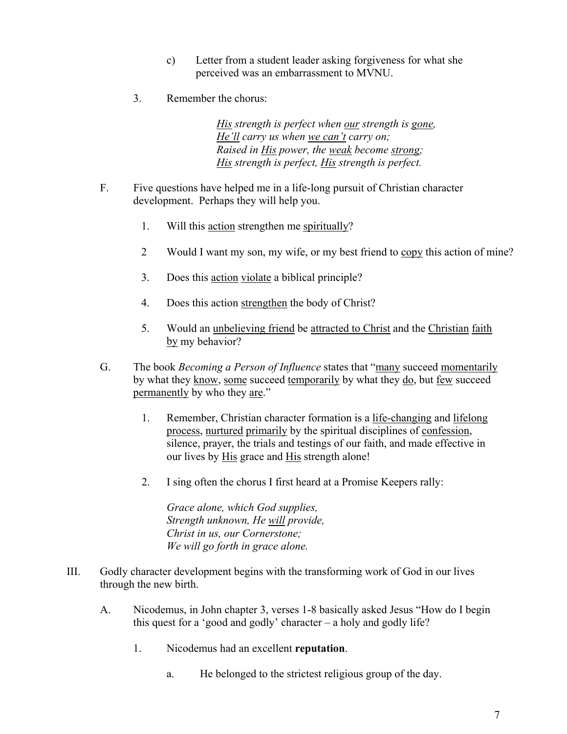c) Letter from a student leader asking forgiveness for what she perceived was an embarrassment to MVNU.

3. Remember the chorus:

> *His strength is perfect when our strength is gone,*
> *He'll carry us when we can't carry on;*
> *Raised in His power, the weak become strong;*
> *His strength is perfect, His strength is perfect.*

F. Five questions have helped me in a life-long pursuit of Christian character development. Perhaps they will help you.

1. Will this action strengthen me spiritually?

2 Would I want my son, my wife, or my best friend to copy this action of mine?

3. Does this action violate a biblical principle?

4. Does this action strengthen the body of Christ?

5. Would an unbelieving friend be attracted to Christ and the Christian faith by my behavior?

G. The book *Becoming a Person of Influence* states that "many succeed momentarily by what they know, some succeed temporarily by what they do, but few succeed permanently by who they are."

1. Remember, Christian character formation is a life-changing and lifelong process, nurtured primarily by the spiritual disciplines of confession, silence, prayer, the trials and testings of our faith, and made effective in our lives by His grace and His strength alone!

2. I sing often the chorus I first heard at a Promise Keepers rally:

> *Grace alone, which God supplies,*
> *Strength unknown, He will provide,*
> *Christ in us, our Cornerstone;*
> *We will go forth in grace alone.*

III. Godly character development begins with the transforming work of God in our lives through the new birth.

A. Nicodemus, in John chapter 3, verses 1-8 basically asked Jesus "How do I begin this quest for a 'good and godly' character – a holy and godly life?

1. Nicodemus had an excellent **reputation**.

a. He belonged to the strictest religious group of the day.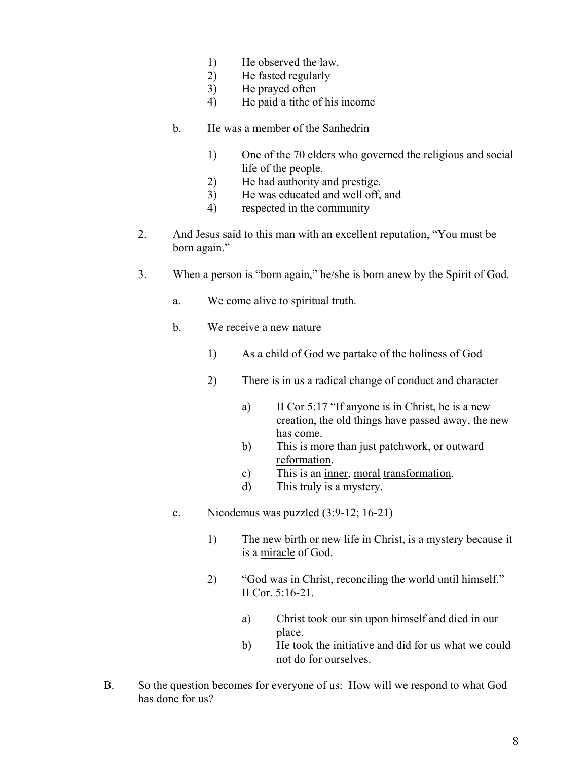1) He observed the law.
2) He fasted regularly
3) He prayed often
4) He paid a tithe of his income

b. He was a member of the Sanhedrin

1) One of the 70 elders who governed the religious and social life of the people.
2) He had authority and prestige.
3) He was educated and well off, and
4) respected in the community

2. And Jesus said to this man with an excellent reputation, "You must be born again."

3. When a person is "born again," he/she is born anew by the Spirit of God.

a. We come alive to spiritual truth.

b. We receive a new nature

1) As a child of God we partake of the holiness of God

2) There is in us a radical change of conduct and character

a) II Cor 5:17 "If anyone is in Christ, he is a new creation, the old things have passed away, the new has come.
b) This is more than just <u>patchwork</u>, or <u>outward reformation</u>.
c) This is an <u>inner</u>, <u>moral</u> <u>transformation</u>.
d) This truly is a <u>mystery</u>.

c. Nicodemus was puzzled (3:9-12; 16-21)

1) The new birth or new life in Christ, is a mystery because it is a <u>miracle</u> of God.

2) "God was in Christ, reconciling the world until himself." II Cor. 5:16-21.

a) Christ took our sin upon himself and died in our place.
b) He took the initiative and did for us what we could not do for ourselves.

B. So the question becomes for everyone of us: How will we respond to what God has done for us?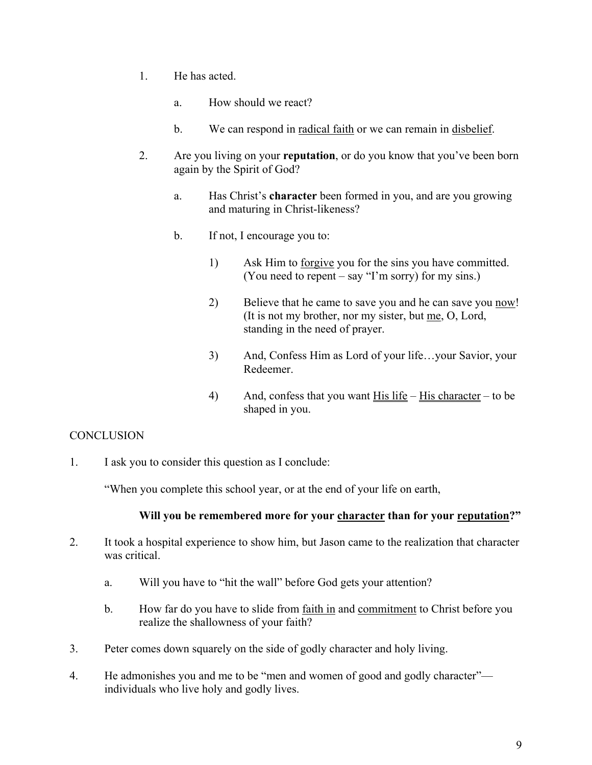1. He has acted.

    a. How should we react?

    b. We can respond in <u>radical faith</u> or we can remain in <u>disbelief</u>.

2. Are you living on your **reputation**, or do you know that you've been born again by the Spirit of God?

    a. Has Christ's **character** been formed in you, and are you growing and maturing in Christ-likeness?

    b. If not, I encourage you to:

        1) Ask Him to <u>forgive</u> you for the sins you have committed. (You need to repent – say "I'm sorry) for my sins.)

        2) Believe that he came to save you and he can save you <u>now</u>! (It is not my brother, nor my sister, but <u>me</u>, O, Lord, standing in the need of prayer.

        3) And, Confess Him as Lord of your life…your Savior, your Redeemer.

        4) And, confess that you want <u>His life</u> – <u>His character</u> – to be shaped in you.

CONCLUSION

1. I ask you to consider this question as I conclude:

    "When you complete this school year, or at the end of your life on earth,

    **Will you be remembered more for your <u>character</u> than for your <u>reputation</u>?"**

2. It took a hospital experience to show him, but Jason came to the realization that character was critical.

    a. Will you have to "hit the wall" before God gets your attention?

    b. How far do you have to slide from <u>faith in</u> and <u>commitment</u> to Christ before you realize the shallowness of your faith?

3. Peter comes down squarely on the side of godly character and holy living.

4. He admonishes you and me to be "men and women of good and godly character"—individuals who live holy and godly lives.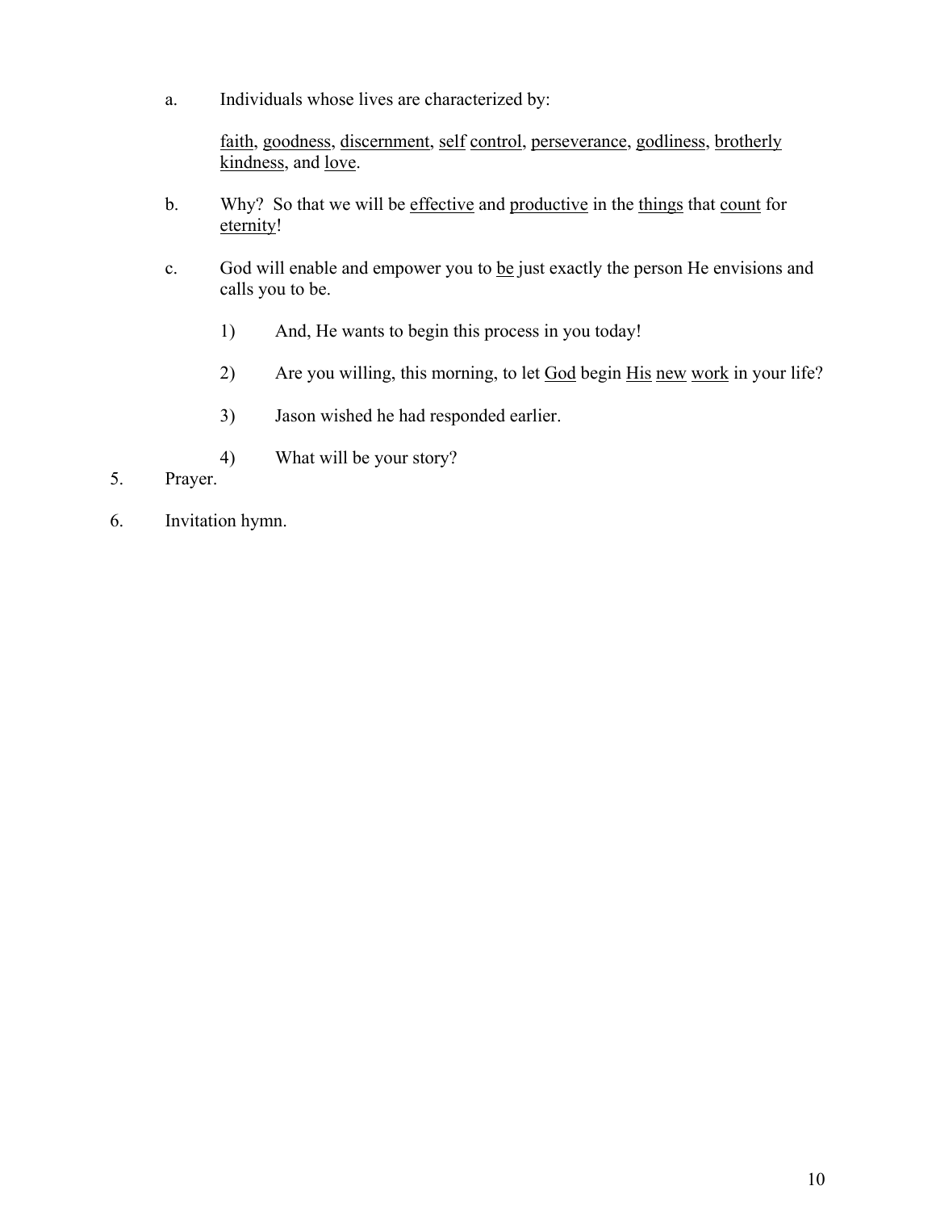a. Individuals whose lives are characterized by:

   <u>faith</u>, <u>goodness</u>, <u>discernment</u>, <u>self</u> <u>control</u>, <u>perseverance</u>, <u>godliness</u>, <u>brotherly</u> <u>kindness</u>, and <u>love</u>.

b. Why? So that we will be <u>effective</u> and <u>productive</u> in the <u>things</u> that <u>count</u> for <u>eternity</u>!

c. God will enable and empower you to <u>be</u> just exactly the person He envisions and calls you to be.

   1) And, He wants to begin this process in you today!

   2) Are you willing, this morning, to let <u>God</u> begin <u>His</u> <u>new</u> <u>work</u> in your life?

   3) Jason wished he had responded earlier.

   4) What will be your story?

5. Prayer.

6. Invitation hymn.